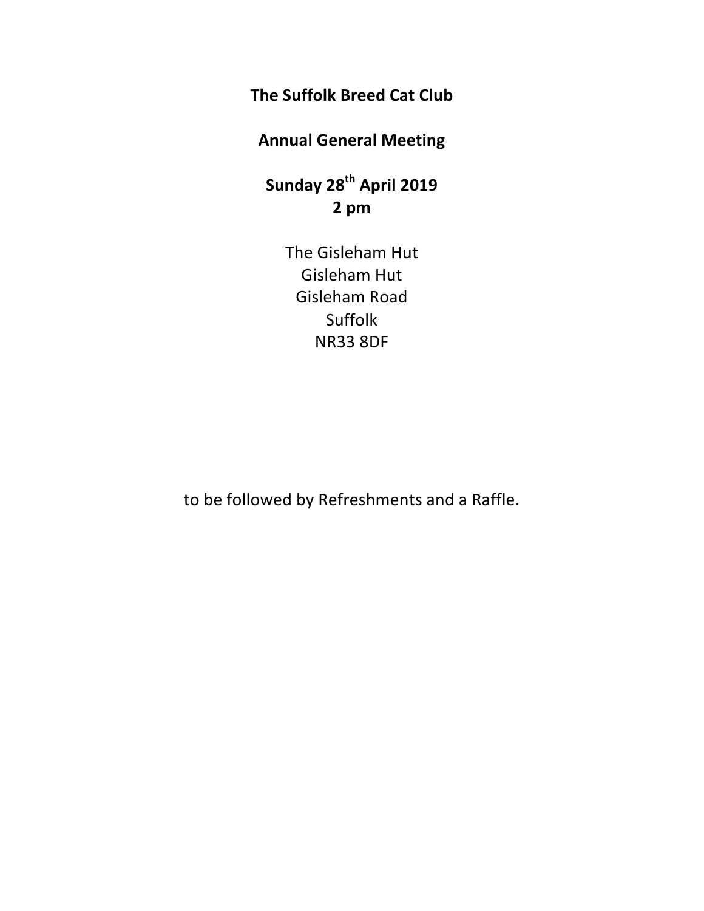**The Suffolk Breed Cat Club**

**Annual General Meeting**

**Sunday 28th April 2019**
**2 pm**

The Gisleham Hut
Gisleham Hut
Gisleham Road
Suffolk
NR33 8DF

to be followed by Refreshments and a Raffle.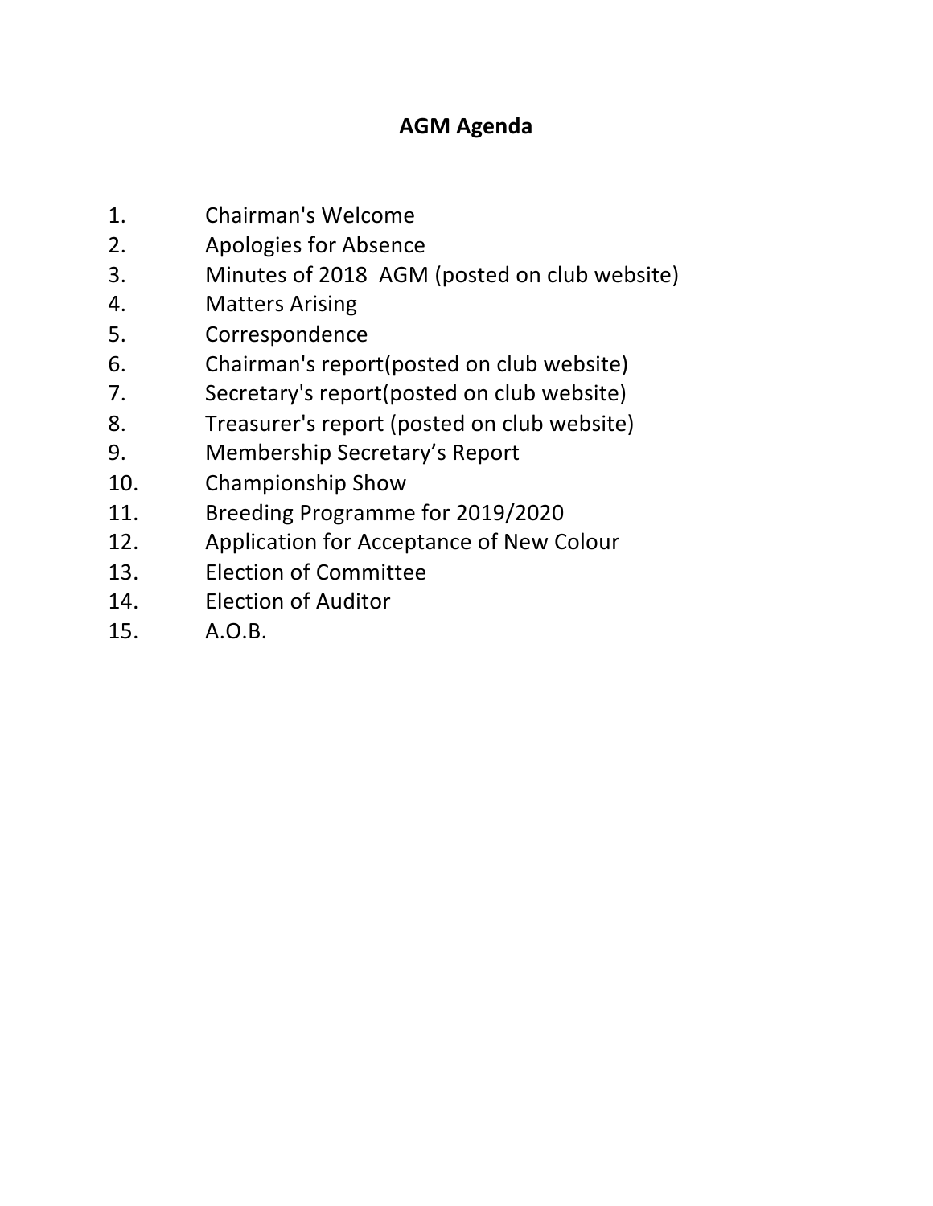# AGM Agenda

1. Chairman's Welcome
2. Apologies for Absence
3. Minutes of 2018 AGM (posted on club website)
4. Matters Arising
5. Correspondence
6. Chairman's report(posted on club website)
7. Secretary's report(posted on club website)
8. Treasurer's report (posted on club website)
9. Membership Secretary's Report
10. Championship Show
11. Breeding Programme for 2019/2020
12. Application for Acceptance of New Colour
13. Election of Committee
14. Election of Auditor
15. A.O.B.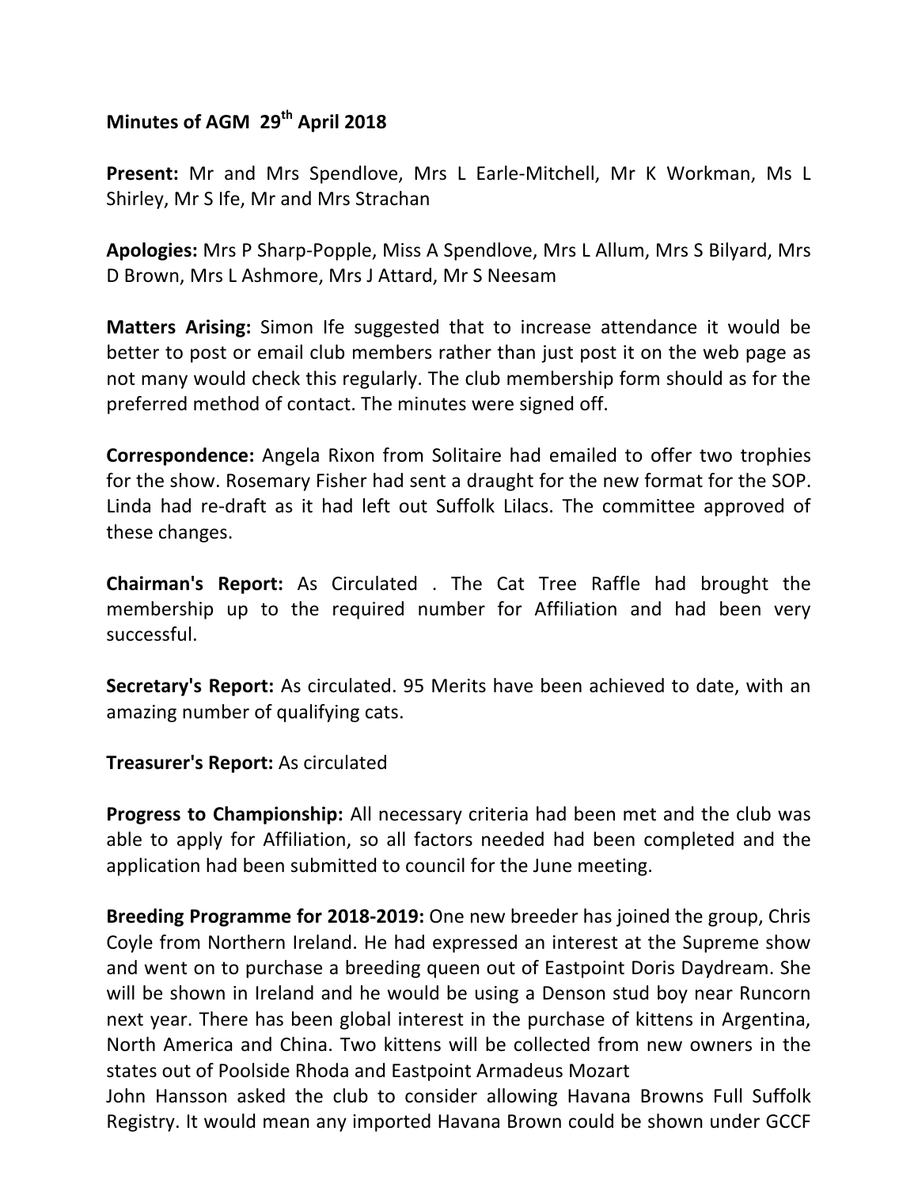**Minutes of AGM 29th April 2018**

**Present:** Mr and Mrs Spendlove, Mrs L Earle-Mitchell, Mr K Workman, Ms L Shirley, Mr S Ife, Mr and Mrs Strachan

**Apologies:** Mrs P Sharp-Popple, Miss A Spendlove, Mrs L Allum, Mrs S Bilyard, Mrs D Brown, Mrs L Ashmore, Mrs J Attard, Mr S Neesam

**Matters Arising:** Simon Ife suggested that to increase attendance it would be better to post or email club members rather than just post it on the web page as not many would check this regularly. The club membership form should as for the preferred method of contact. The minutes were signed off.

**Correspondence:** Angela Rixon from Solitaire had emailed to offer two trophies for the show. Rosemary Fisher had sent a draught for the new format for the SOP. Linda had re-draft as it had left out Suffolk Lilacs. The committee approved of these changes.

**Chairman's Report:** As Circulated . The Cat Tree Raffle had brought the membership up to the required number for Affiliation and had been very successful.

**Secretary's Report:** As circulated. 95 Merits have been achieved to date, with an amazing number of qualifying cats.

**Treasurer's Report:** As circulated

**Progress to Championship:** All necessary criteria had been met and the club was able to apply for Affiliation, so all factors needed had been completed and the application had been submitted to council for the June meeting.

**Breeding Programme for 2018-2019:** One new breeder has joined the group, Chris Coyle from Northern Ireland. He had expressed an interest at the Supreme show and went on to purchase a breeding queen out of Eastpoint Doris Daydream. She will be shown in Ireland and he would be using a Denson stud boy near Runcorn next year. There has been global interest in the purchase of kittens in Argentina, North America and China. Two kittens will be collected from new owners in the states out of Poolside Rhoda and Eastpoint Armadeus Mozart
John Hansson asked the club to consider allowing Havana Browns Full Suffolk Registry. It would mean any imported Havana Brown could be shown under GCCF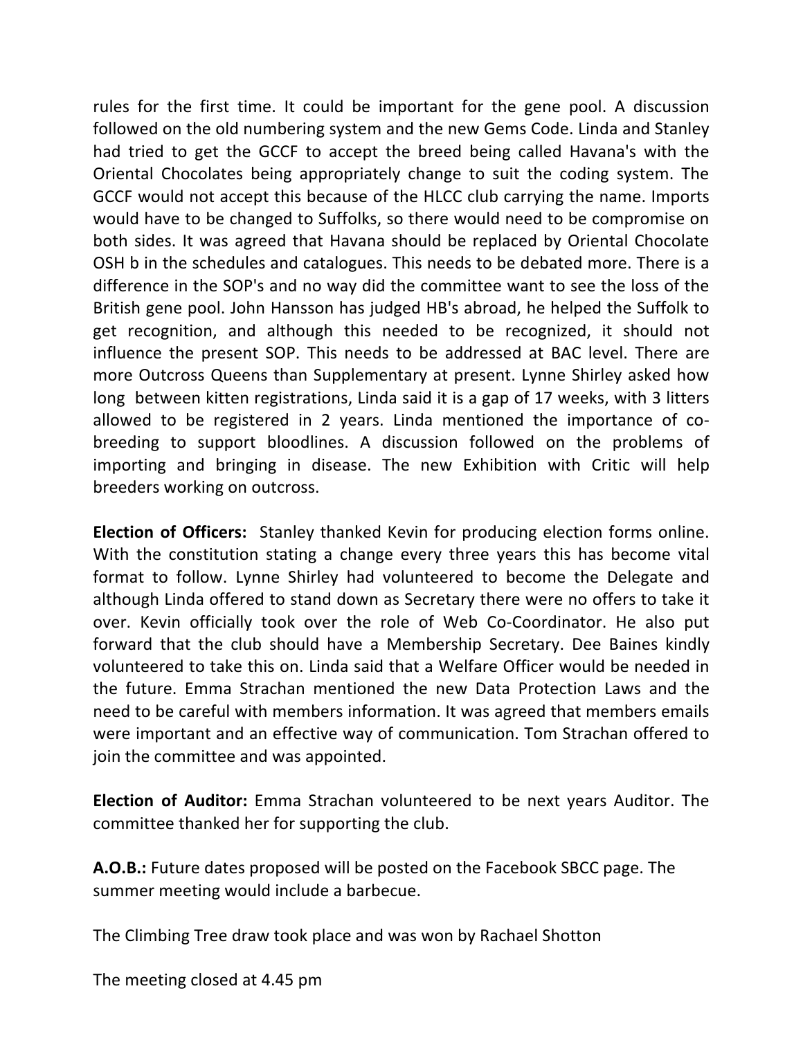rules for the first time. It could be important for the gene pool. A discussion followed on the old numbering system and the new Gems Code. Linda and Stanley had tried to get the GCCF to accept the breed being called Havana's with the Oriental Chocolates being appropriately change to suit the coding system. The GCCF would not accept this because of the HLCC club carrying the name. Imports would have to be changed to Suffolks, so there would need to be compromise on both sides. It was agreed that Havana should be replaced by Oriental Chocolate OSH b in the schedules and catalogues. This needs to be debated more. There is a difference in the SOP's and no way did the committee want to see the loss of the British gene pool. John Hansson has judged HB's abroad, he helped the Suffolk to get recognition, and although this needed to be recognized, it should not influence the present SOP. This needs to be addressed at BAC level. There are more Outcross Queens than Supplementary at present. Lynne Shirley asked how long between kitten registrations, Linda said it is a gap of 17 weeks, with 3 litters allowed to be registered in 2 years. Linda mentioned the importance of co-breeding to support bloodlines. A discussion followed on the problems of importing and bringing in disease. The new Exhibition with Critic will help breeders working on outcross.

**Election of Officers:** Stanley thanked Kevin for producing election forms online. With the constitution stating a change every three years this has become vital format to follow. Lynne Shirley had volunteered to become the Delegate and although Linda offered to stand down as Secretary there were no offers to take it over. Kevin officially took over the role of Web Co-Coordinator. He also put forward that the club should have a Membership Secretary. Dee Baines kindly volunteered to take this on. Linda said that a Welfare Officer would be needed in the future. Emma Strachan mentioned the new Data Protection Laws and the need to be careful with members information. It was agreed that members emails were important and an effective way of communication. Tom Strachan offered to join the committee and was appointed.

**Election of Auditor:** Emma Strachan volunteered to be next years Auditor. The committee thanked her for supporting the club.

**A.O.B.:** Future dates proposed will be posted on the Facebook SBCC page. The summer meeting would include a barbecue.

The Climbing Tree draw took place and was won by Rachael Shotton

The meeting closed at 4.45 pm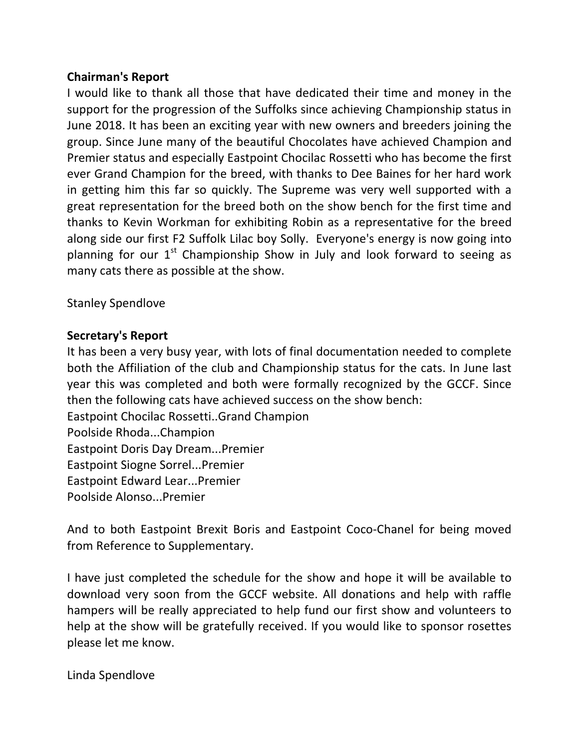**Chairman's Report**

I would like to thank all those that have dedicated their time and money in the support for the progression of the Suffolks since achieving Championship status in June 2018. It has been an exciting year with new owners and breeders joining the group. Since June many of the beautiful Chocolates have achieved Champion and Premier status and especially Eastpoint Chocilac Rossetti who has become the first ever Grand Champion for the breed, with thanks to Dee Baines for her hard work in getting him this far so quickly. The Supreme was very well supported with a great representation for the breed both on the show bench for the first time and thanks to Kevin Workman for exhibiting Robin as a representative for the breed along side our first F2 Suffolk Lilac boy Solly. Everyone's energy is now going into planning for our 1st Championship Show in July and look forward to seeing as many cats there as possible at the show.

Stanley Spendlove

**Secretary's Report**

It has been a very busy year, with lots of final documentation needed to complete both the Affiliation of the club and Championship status for the cats. In June last year this was completed and both were formally recognized by the GCCF. Since then the following cats have achieved success on the show bench:

Eastpoint Chocilac Rossetti..Grand Champion
Poolside Rhoda...Champion
Eastpoint Doris Day Dream...Premier
Eastpoint Siogne Sorrel...Premier
Eastpoint Edward Lear...Premier
Poolside Alonso...Premier

And to both Eastpoint Brexit Boris and Eastpoint Coco-Chanel for being moved from Reference to Supplementary.

I have just completed the schedule for the show and hope it will be available to download very soon from the GCCF website. All donations and help with raffle hampers will be really appreciated to help fund our first show and volunteers to help at the show will be gratefully received. If you would like to sponsor rosettes please let me know.

Linda Spendlove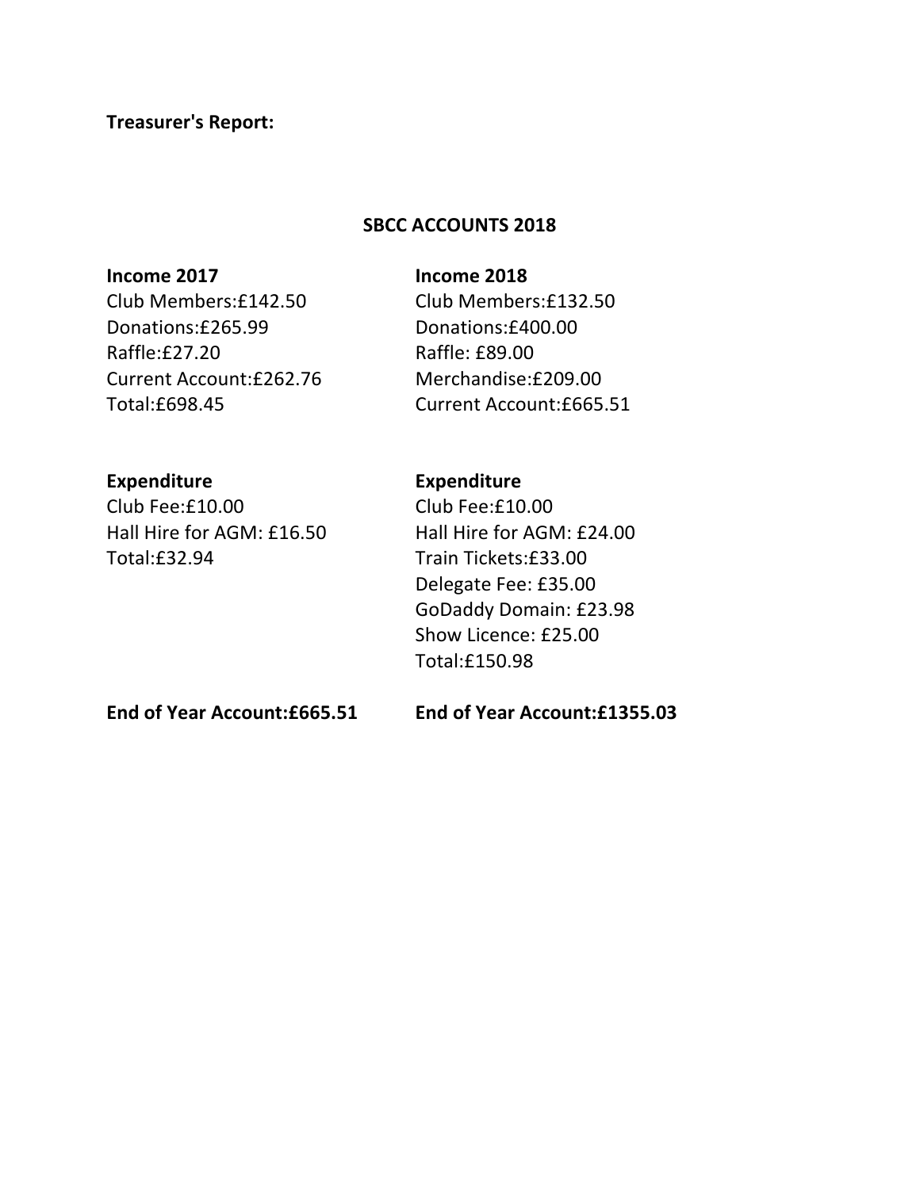**Treasurer's Report:**

## SBCC ACCOUNTS 2018

| **Income 2017** | **Income 2018** |
| --- | --- |
| Club Members:£142.50 | Club Members:£132.50 |
| Donations:£265.99 | Donations:£400.00 |
| Raffle:£27.20 | Raffle: £89.00 |
| Current Account:£262.76 | Merchandise:£209.00 |
| Total:£698.45 | Current Account:£665.51 |

| **Expenditure** | **Expenditure** |
| --- | --- |
| Club Fee:£10.00 | Club Fee:£10.00 |
| Hall Hire for AGM: £16.50 | Hall Hire for AGM: £24.00 |
| Total:£32.94 | Train Tickets:£33.00 |
| | Delegate Fee: £35.00 |
| | GoDaddy Domain: £23.98 |
| | Show Licence: £25.00 |
| | Total:£150.98 |

| **End of Year Account:£665.51** | **End of Year Account:£1355.03** |
| --- | --- |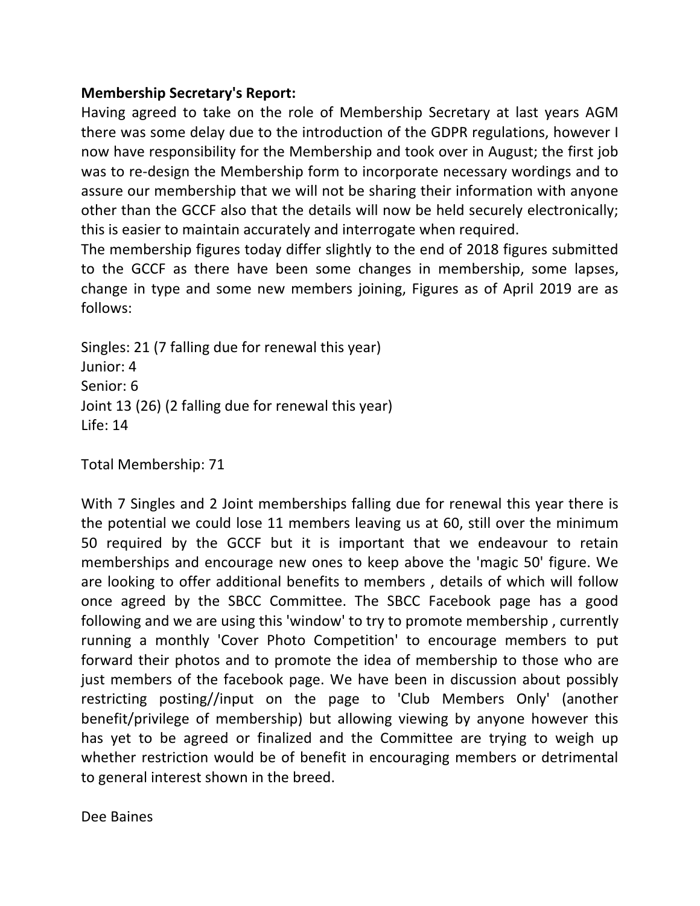**Membership Secretary's Report:**

Having agreed to take on the role of Membership Secretary at last years AGM there was some delay due to the introduction of the GDPR regulations, however I now have responsibility for the Membership and took over in August; the first job was to re-design the Membership form to incorporate necessary wordings and to assure our membership that we will not be sharing their information with anyone other than the GCCF also that the details will now be held securely electronically; this is easier to maintain accurately and interrogate when required.

The membership figures today differ slightly to the end of 2018 figures submitted to the GCCF as there have been some changes in membership, some lapses, change in type and some new members joining, Figures as of April 2019 are as follows:

Singles: 21 (7 falling due for renewal this year)
Junior: 4
Senior: 6
Joint 13 (26) (2 falling due for renewal this year)
Life: 14

Total Membership: 71

With 7 Singles and 2 Joint memberships falling due for renewal this year there is the potential we could lose 11 members leaving us at 60, still over the minimum 50 required by the GCCF but it is important that we endeavour to retain memberships and encourage new ones to keep above the 'magic 50' figure. We are looking to offer additional benefits to members , details of which will follow once agreed by the SBCC Committee. The SBCC Facebook page has a good following and we are using this 'window' to try to promote membership , currently running a monthly 'Cover Photo Competition' to encourage members to put forward their photos and to promote the idea of membership to those who are just members of the facebook page. We have been in discussion about possibly restricting posting//input on the page to 'Club Members Only' (another benefit/privilege of membership) but allowing viewing by anyone however this has yet to be agreed or finalized and the Committee are trying to weigh up whether restriction would be of benefit in encouraging members or detrimental to general interest shown in the breed.

Dee Baines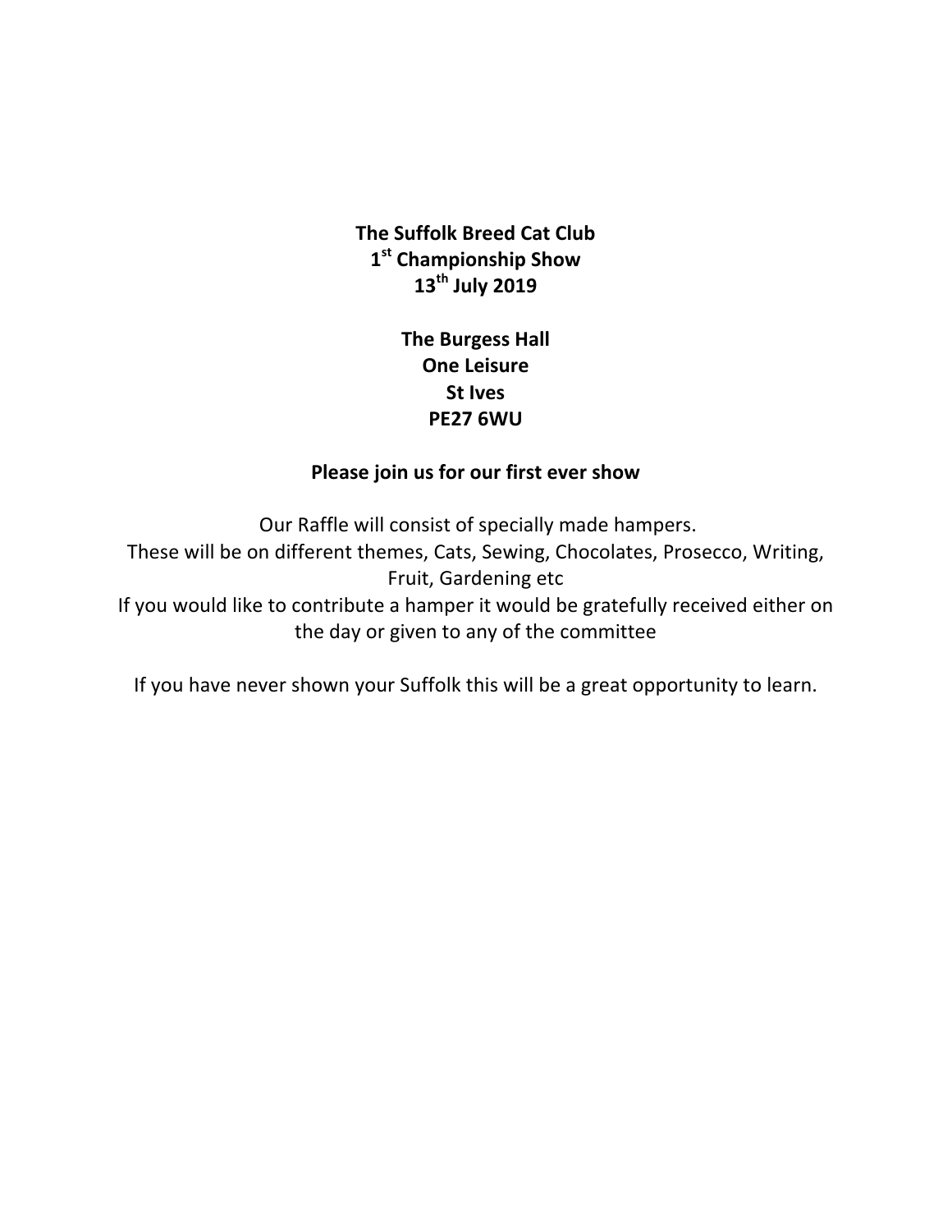**The Suffolk Breed Cat Club**
**1st Championship Show**
**13th July 2019**

**The Burgess Hall**
**One Leisure**
**St Ives**
**PE27 6WU**

**Please join us for our first ever show**

Our Raffle will consist of specially made hampers.
These will be on different themes, Cats, Sewing, Chocolates, Prosecco, Writing, Fruit, Gardening etc
If you would like to contribute a hamper it would be gratefully received either on the day or given to any of the committee

If you have never shown your Suffolk this will be a great opportunity to learn.